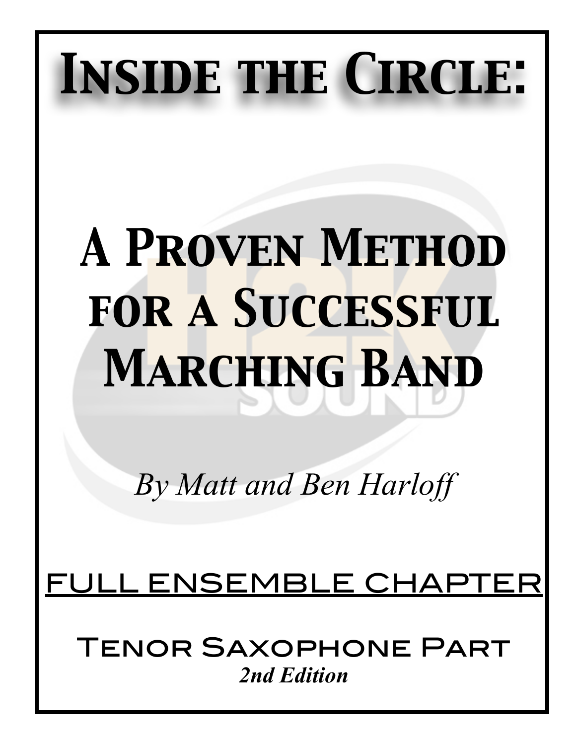# Inside the Circle:

# A Proven Method for a Successful Marching Band

*By Matt and Ben Harloff*

## <u>Full Ensemble Chapter</u>

## Tenor Saxophone Part

***2nd Edition***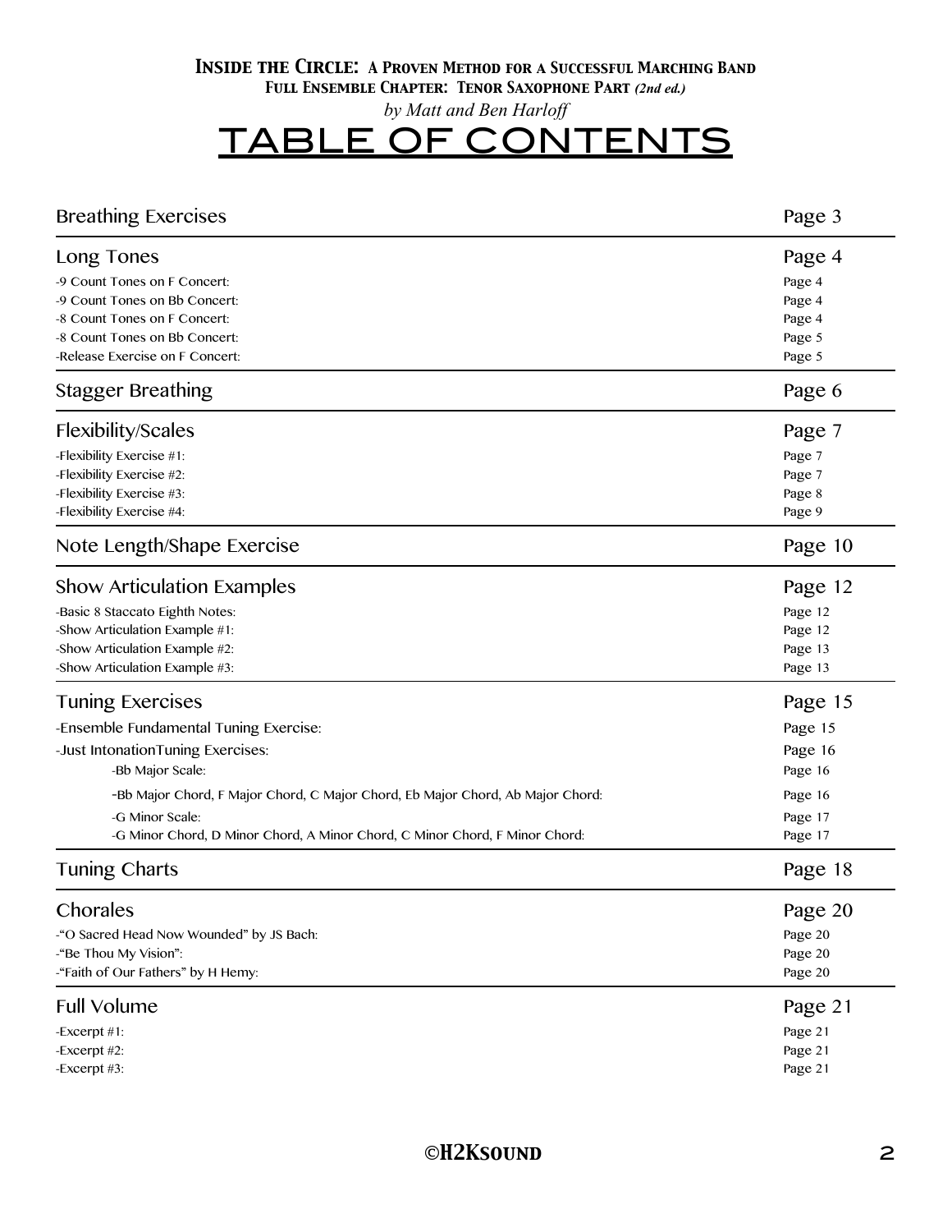***Inside the Circle: A Proven Method for a Successful Marching Band***

***Full Ensemble Chapter: Tenor Saxophone Part** (2nd ed.)*

*by Matt and Ben Harloff*

# TABLE OF CONTENTS

| | |
|---|---|
| **Breathing Exercises** | **Page 3** |
| **Long Tones** | **Page 4** |
| -9 Count Tones on F Concert: | Page 4 |
| -9 Count Tones on Bb Concert: | Page 4 |
| -8 Count Tones on F Concert: | Page 4 |
| -8 Count Tones on Bb Concert: | Page 5 |
| -Release Exercise on F Concert: | Page 5 |
| **Stagger Breathing** | **Page 6** |
| **Flexibility/Scales** | **Page 7** |
| -Flexibility Exercise #1: | Page 7 |
| -Flexibility Exercise #2: | Page 7 |
| -Flexibility Exercise #3: | Page 8 |
| -Flexibility Exercise #4: | Page 9 |
| **Note Length/Shape Exercise** | **Page 10** |
| **Show Articulation Examples** | **Page 12** |
| -Basic 8 Staccato Eighth Notes: | Page 12 |
| -Show Articulation Example #1: | Page 12 |
| -Show Articulation Example #2: | Page 13 |
| -Show Articulation Example #3: | Page 13 |
| **Tuning Exercises** | **Page 15** |
| -Ensemble Fundamental Tuning Exercise: | Page 15 |
| -Just IntonationTuning Exercises: | Page 16 |
| -Bb Major Scale: | Page 16 |
| -Bb Major Chord, F Major Chord, C Major Chord, Eb Major Chord, Ab Major Chord: | Page 16 |
| -G Minor Scale: | Page 17 |
| -G Minor Chord, D Minor Chord, A Minor Chord, C Minor Chord, F Minor Chord: | Page 17 |
| **Tuning Charts** | **Page 18** |
| **Chorales** | **Page 20** |
| -"O Sacred Head Now Wounded" by JS Bach: | Page 20 |
| -"Be Thou My Vision": | Page 20 |
| -"Faith of Our Fathers" by H Hemy: | Page 20 |
| **Full Volume** | **Page 21** |
| -Excerpt #1: | Page 21 |
| -Excerpt #2: | Page 21 |
| -Excerpt #3: | Page 21 |

©H2Ksound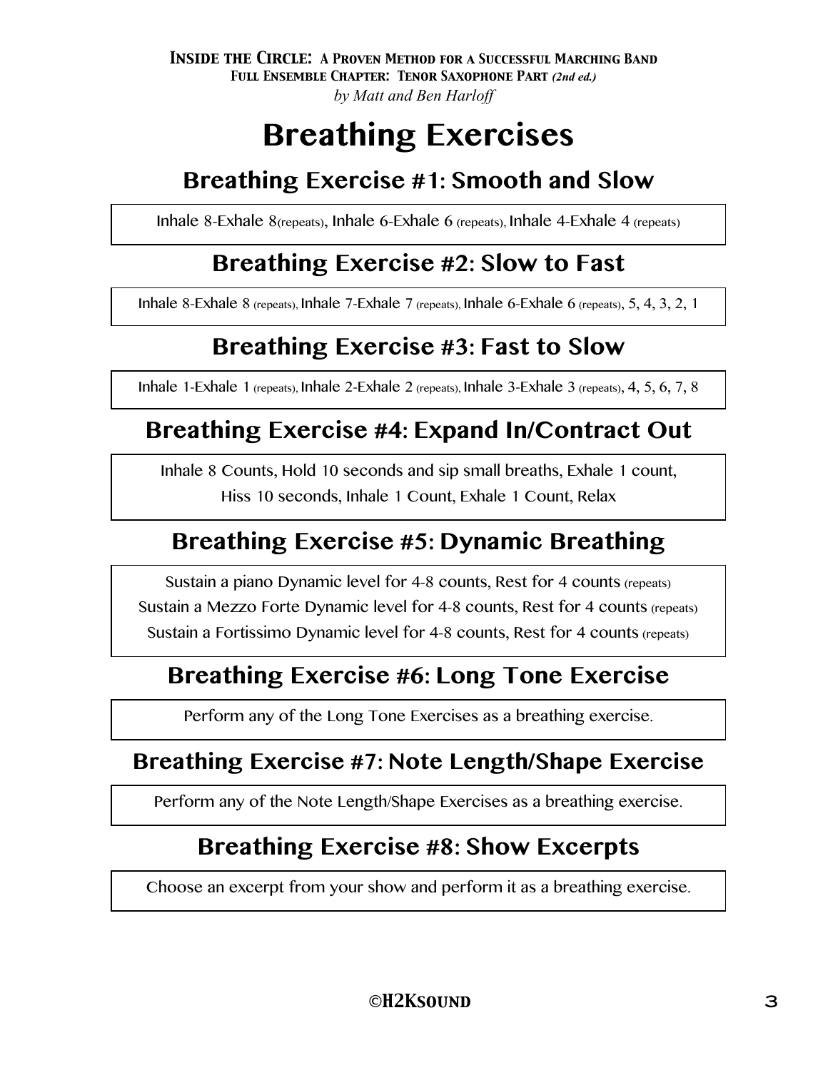# Breathing Exercises

## Breathing Exercise #1: Smooth and Slow

Inhale 8-Exhale 8(repeats), Inhale 6-Exhale 6 (repeats), Inhale 4-Exhale 4 (repeats)

## Breathing Exercise #2: Slow to Fast

Inhale 8-Exhale 8 (repeats), Inhale 7-Exhale 7 (repeats), Inhale 6-Exhale 6 (repeats), 5, 4, 3, 2, 1

## Breathing Exercise #3: Fast to Slow

Inhale 1-Exhale 1 (repeats), Inhale 2-Exhale 2 (repeats), Inhale 3-Exhale 3 (repeats), 4, 5, 6, 7, 8

## Breathing Exercise #4: Expand In/Contract Out

Inhale 8 Counts, Hold 10 seconds and sip small breaths, Exhale 1 count,
Hiss 10 seconds, Inhale 1 Count, Exhale 1 Count, Relax

## Breathing Exercise #5: Dynamic Breathing

Sustain a piano Dynamic level for 4-8 counts, Rest for 4 counts (repeats)
Sustain a Mezzo Forte Dynamic level for 4-8 counts, Rest for 4 counts (repeats)
Sustain a Fortissimo Dynamic level for 4-8 counts, Rest for 4 counts (repeats)

## Breathing Exercise #6: Long Tone Exercise

Perform any of the Long Tone Exercises as a breathing exercise.

## Breathing Exercise #7: Note Length/Shape Exercise

Perform any of the Note Length/Shape Exercises as a breathing exercise.

## Breathing Exercise #8: Show Excerpts

Choose an excerpt from your show and perform it as a breathing exercise.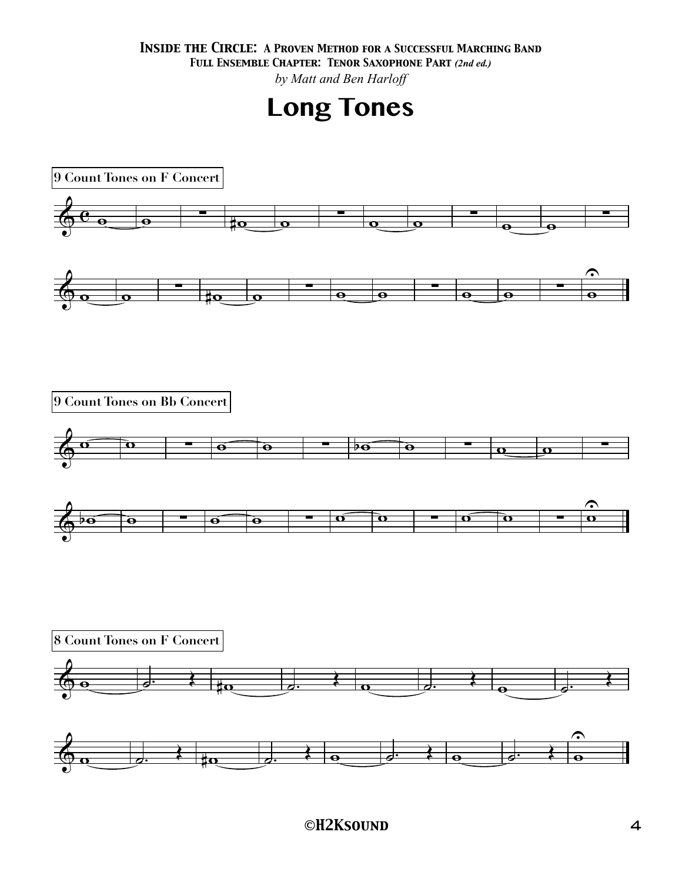# Long Tones

9 Count Tones on F Concert

9 Count Tones on Bb Concert

8 Count Tones on F Concert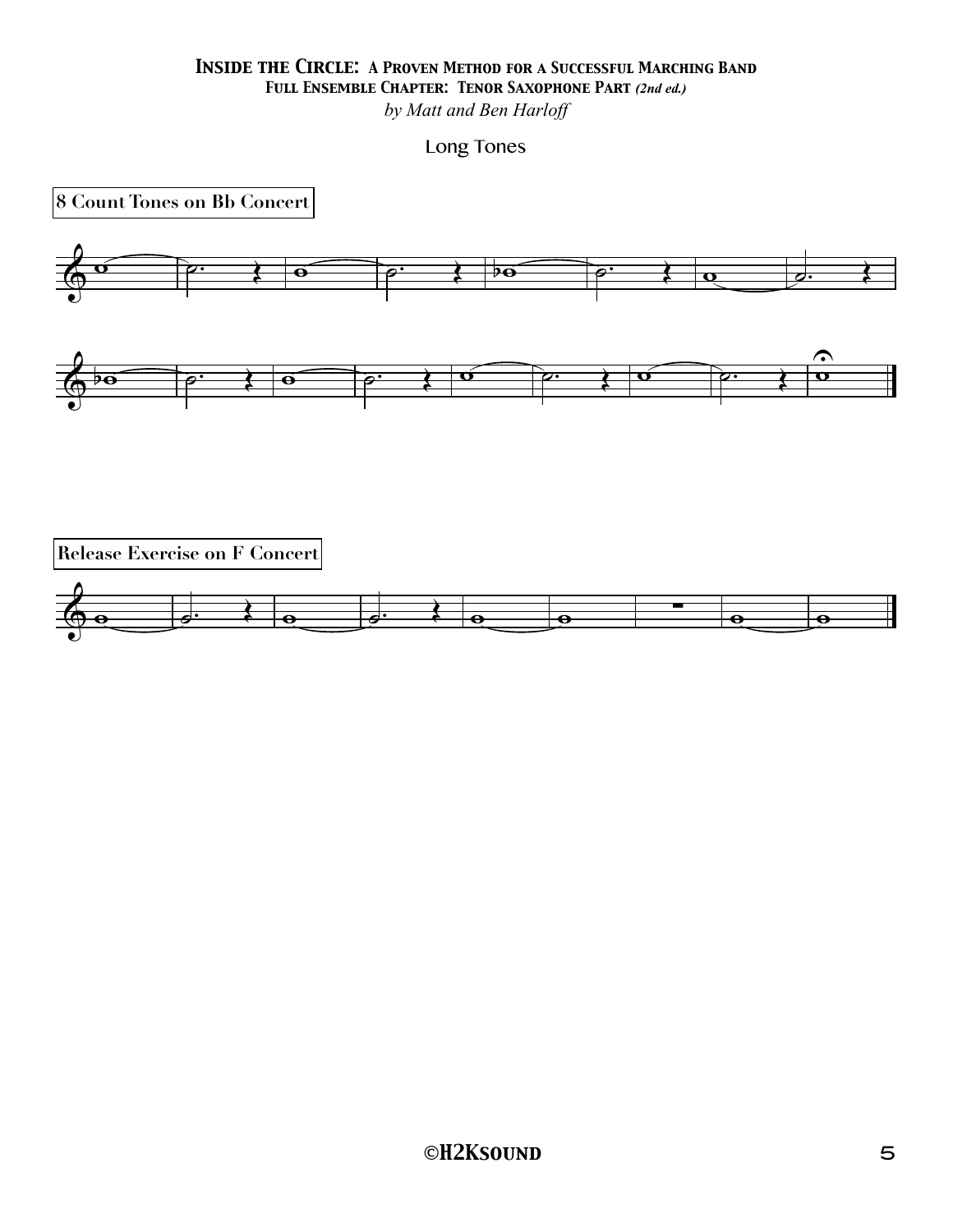### Long Tones

**8 Count Tones on Bb Concert**

**Release Exercise on F Concert**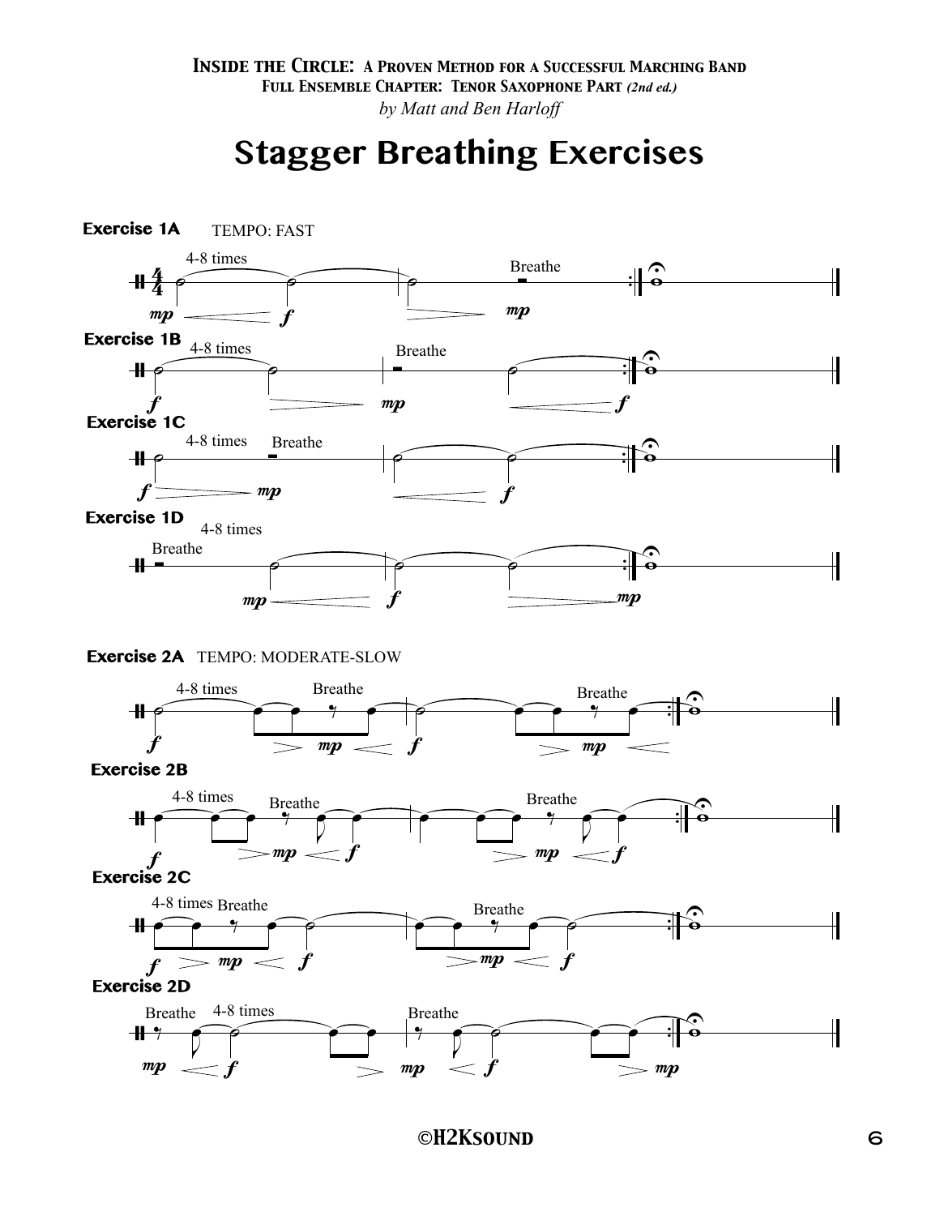# Stagger Breathing Exercises

**Exercise 1A** TEMPO: FAST

4-8 times

Breathe

*mp* *f* *mp*

**Exercise 1B**

4-8 times

Breathe

*f* *mp* *f*

**Exercise 1C**

4-8 times

Breathe

*f* *mp* *f*

**Exercise 1D**

4-8 times

Breathe

*mp* *f* *mp*

**Exercise 2A** TEMPO: MODERATE-SLOW

4-8 times

Breathe

Breathe

*f* *mp* *f* *mp*

**Exercise 2B**

4-8 times

Breathe

Breathe

*f* *mp* *f* *mp* *f*

**Exercise 2C**

4-8 times

Breathe

Breathe

*f* *mp* *f* *mp* *f*

**Exercise 2D**

Breathe

4-8 times

Breathe

*mp* *f* *mp* *f* *mp*

**©H2Ksound**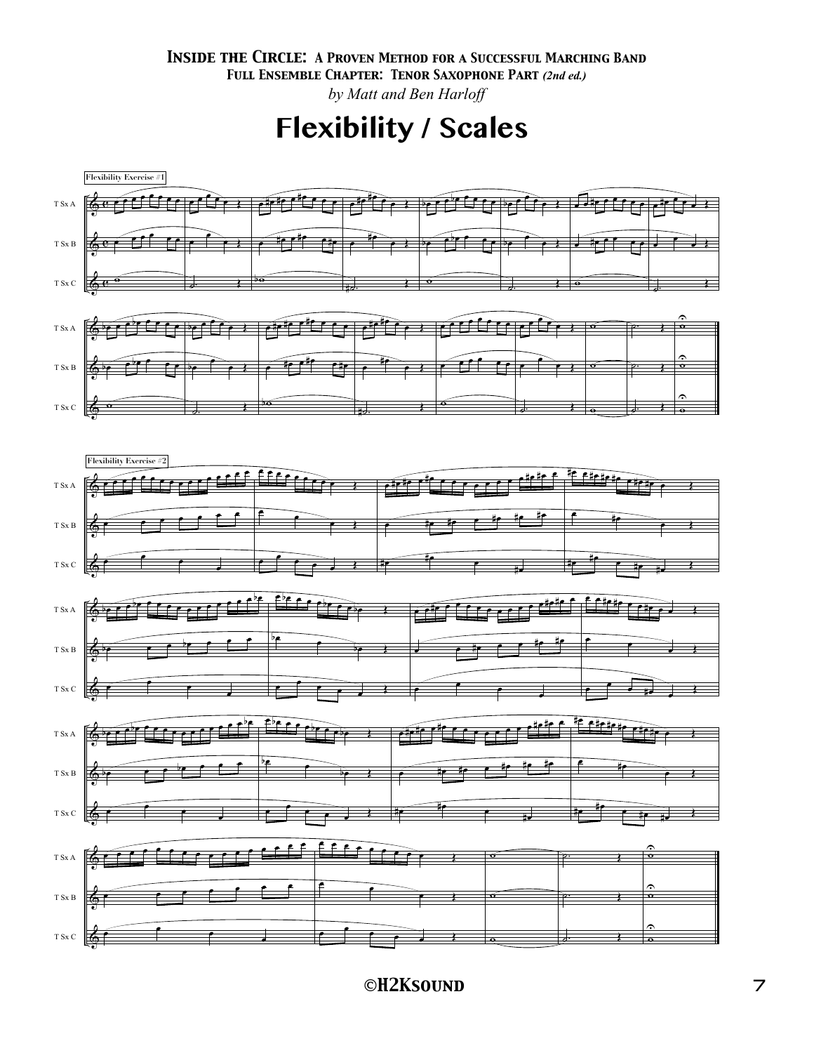**Inside the Circle: A Proven Method for a Successful Marching Band**
**Full Ensemble Chapter: Tenor Saxophone Part** ***(2nd ed.)***
*by Matt and Ben Harloff*

# Flexibility / Scales

Flexibility Exercise #1

T Sx A

T Sx B

T Sx C

Flexibility Exercise #2

T Sx A

T Sx B

T Sx C

©H2Ksound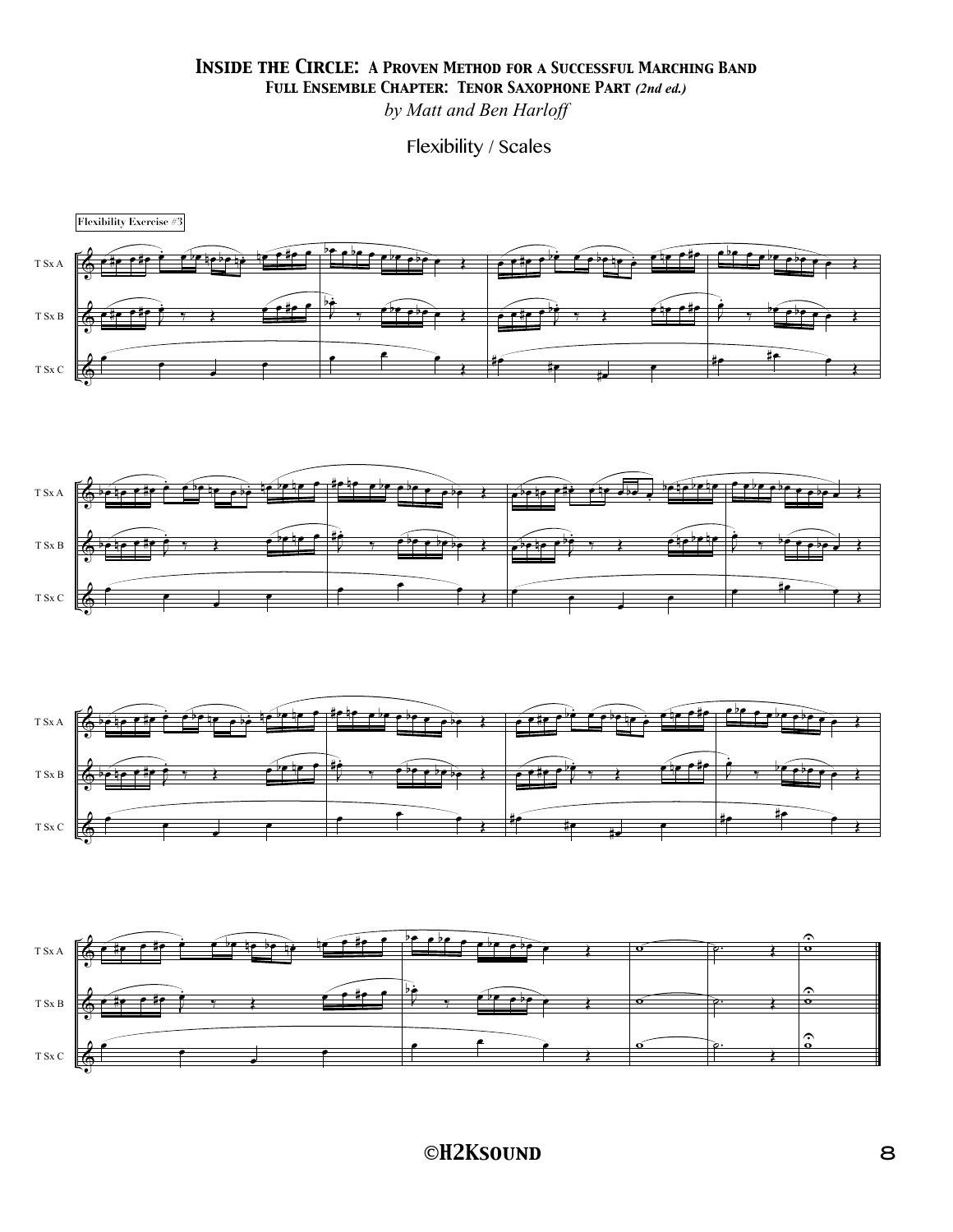## *Inside the Circle: A Proven Method for a Successful Marching Band*

### Full Ensemble Chapter: Tenor Saxophone Part *(2nd ed.)*

*by Matt and Ben Harloff*

### Flexibility / Scales

Flexibility Exercise #3

T Sx A

T Sx B

T Sx C

©H2Ksound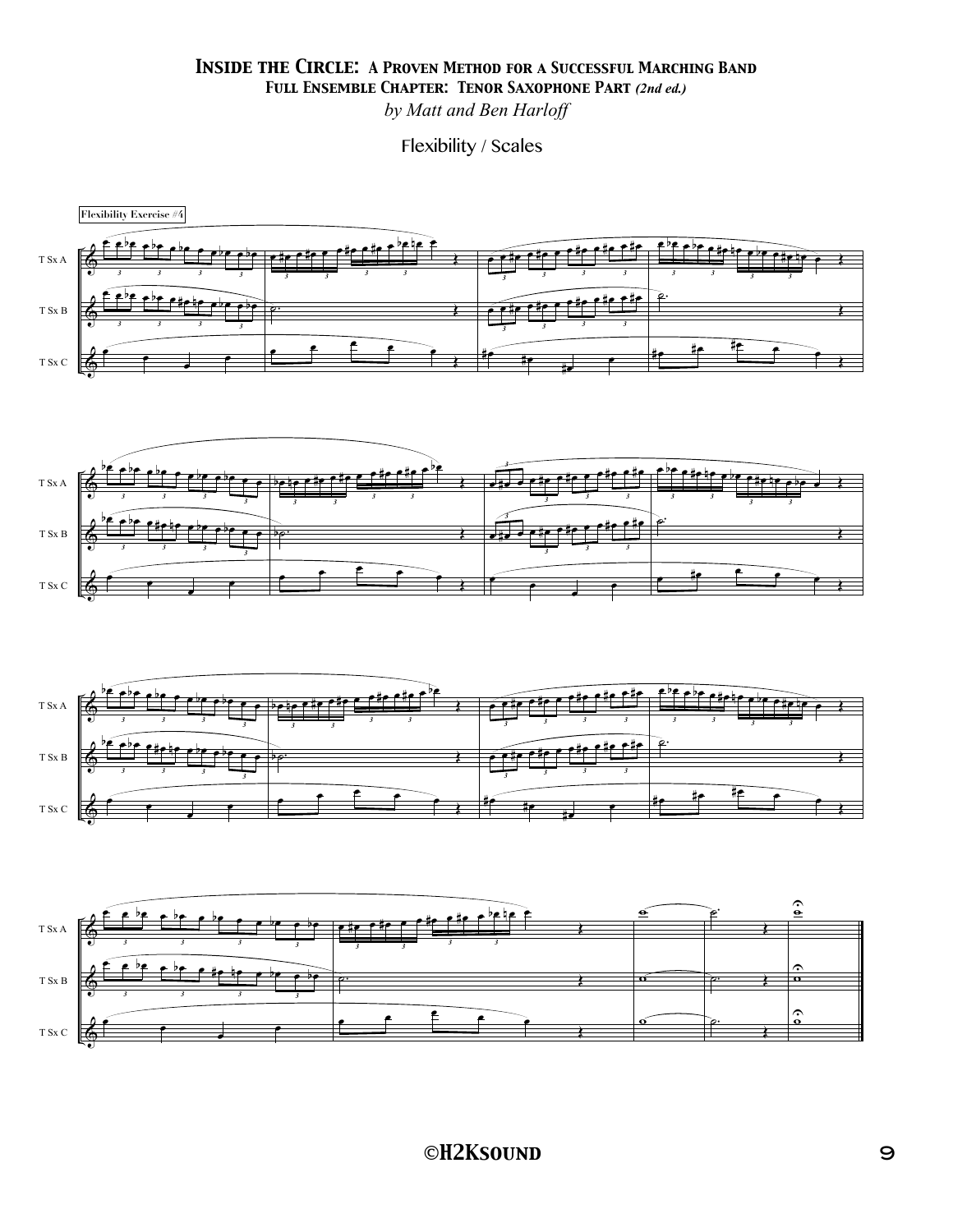# Inside the Circle: A Proven Method for a Successful Marching Band

## Full Ensemble Chapter: Tenor Saxophone Part *(2nd ed.)*

*by Matt and Ben Harloff*

Flexibility / Scales

Flexibility Exercise #4

T Sx A

T Sx B

T Sx C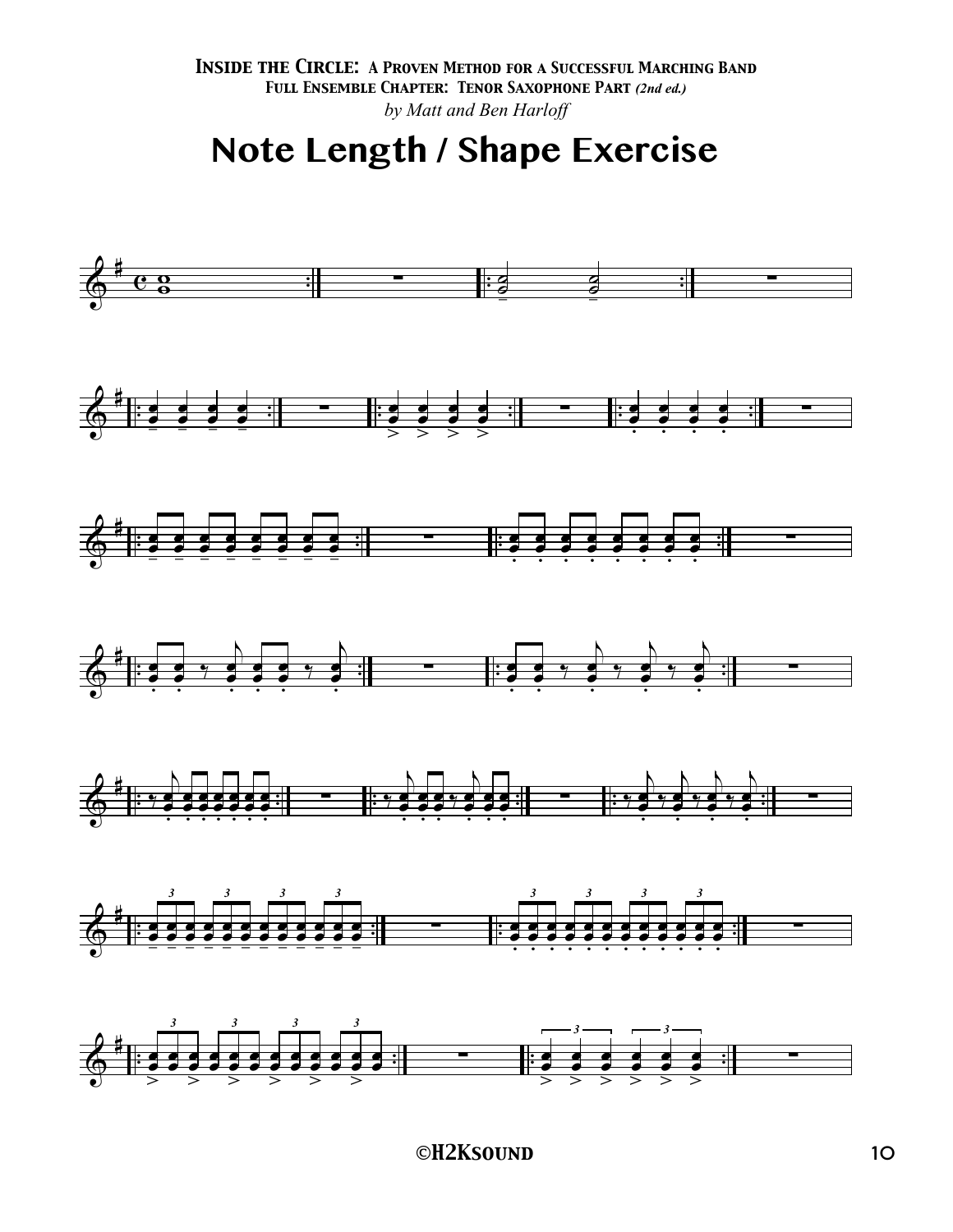**Inside the Circle: A Proven Method for a Successful Marching Band**
**Full Ensemble Chapter: Tenor Saxophone Part** ***(2nd ed.)***
*by Matt and Ben Harloff*

# Note Length / Shape Exercise

©H2Ksound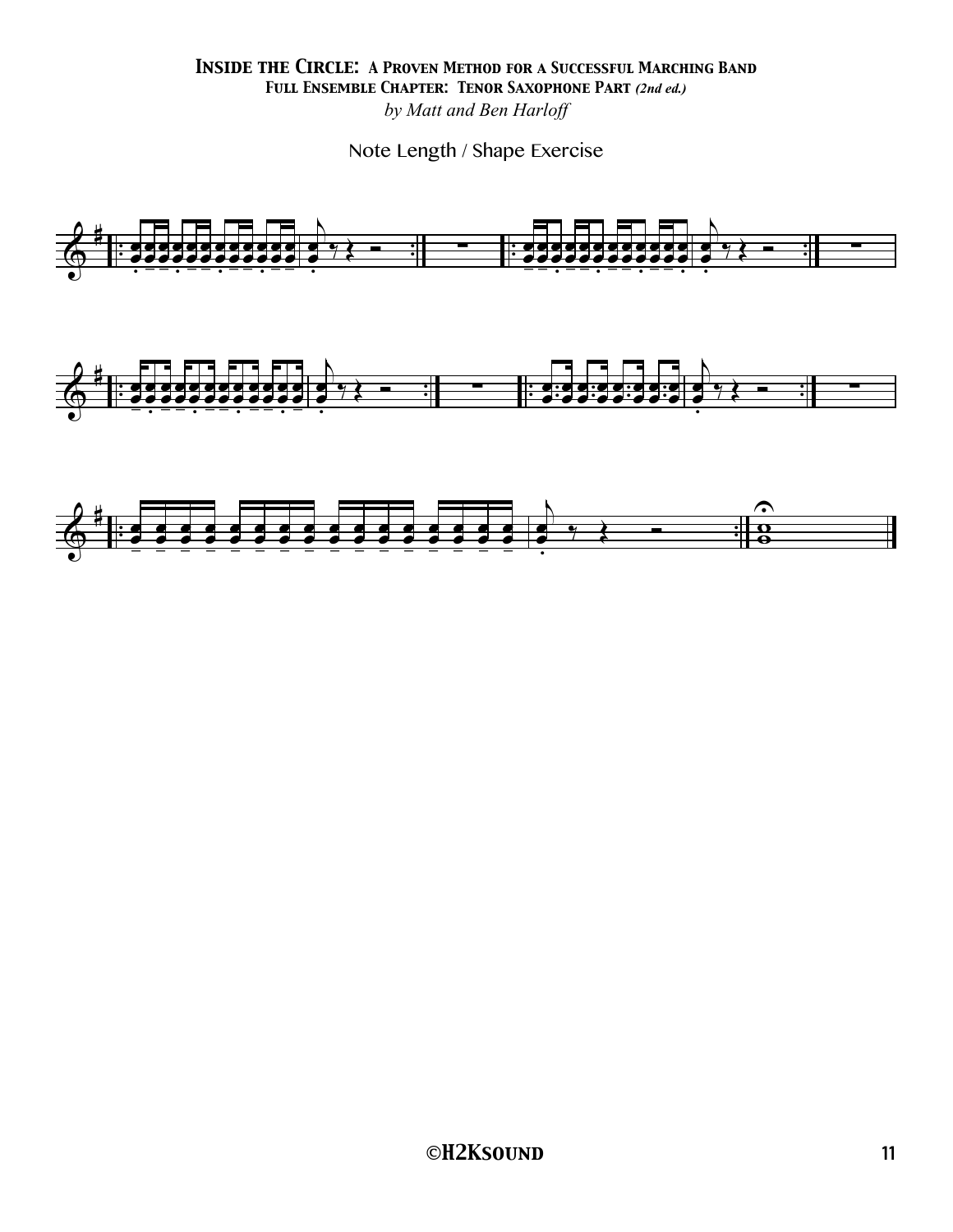# Inside the Circle: A Proven Method for a Successful Marching Band

## Full Ensemble Chapter: Tenor Saxophone Part *(2nd ed.)*

*by Matt and Ben Harloff*

Note Length / Shape Exercise

©H2Ksound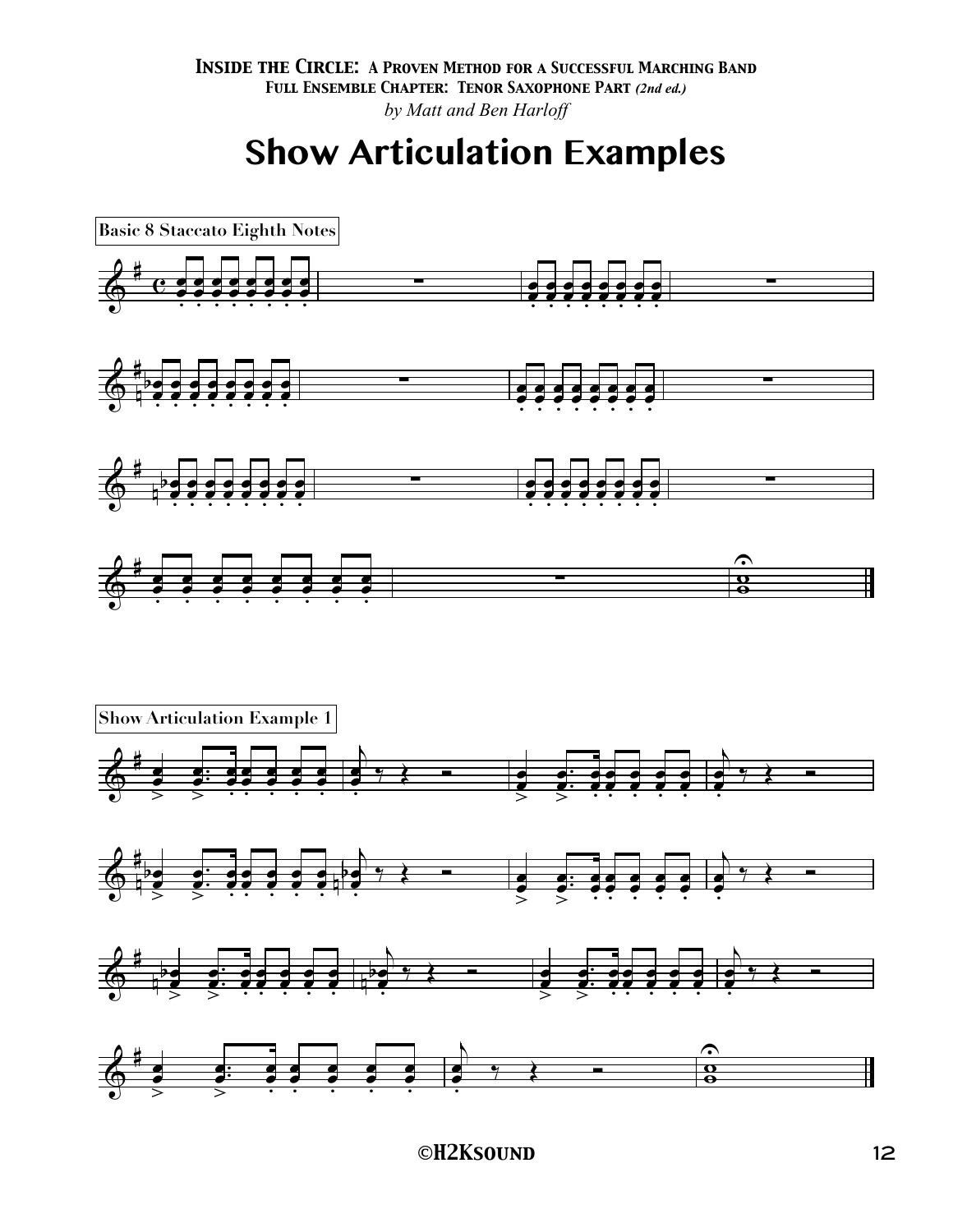# Show Articulation Examples

Basic 8 Staccato Eighth Notes

Show Articulation Example 1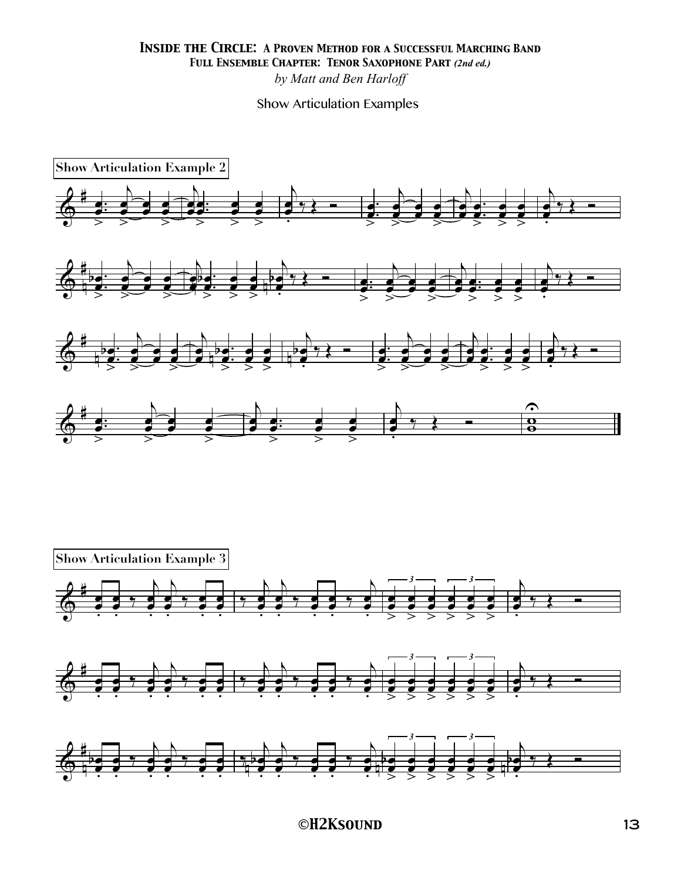**Inside the Circle: A Proven Method for a Successful Marching Band**
**Full Ensemble Chapter: Tenor Saxophone Part** *(2nd ed.)*
*by Matt and Ben Harloff*

Show Articulation Examples

**Show Articulation Example 2**

**Show Articulation Example 3**

©H2Ksound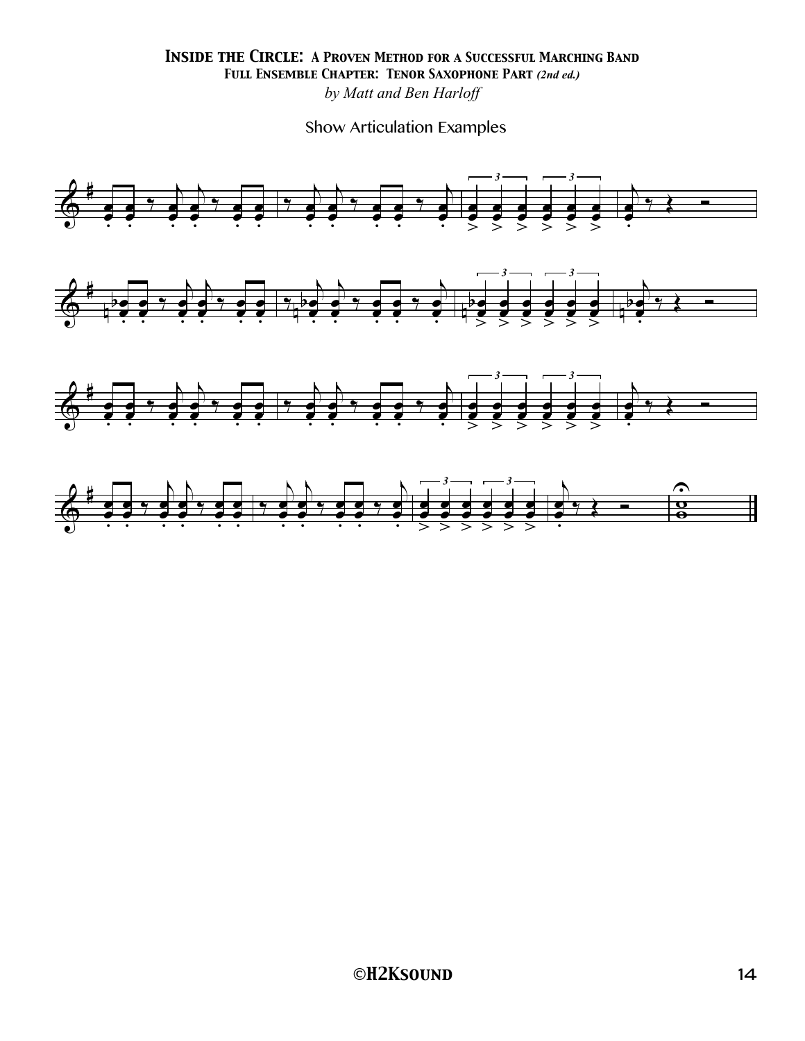# Inside the Circle: A Proven Method for a Successful Marching Band

## Full Ensemble Chapter: Tenor Saxophone Part *(2nd ed.)*

*by Matt and Ben Harloff*

### Show Articulation Examples

©H2Ksound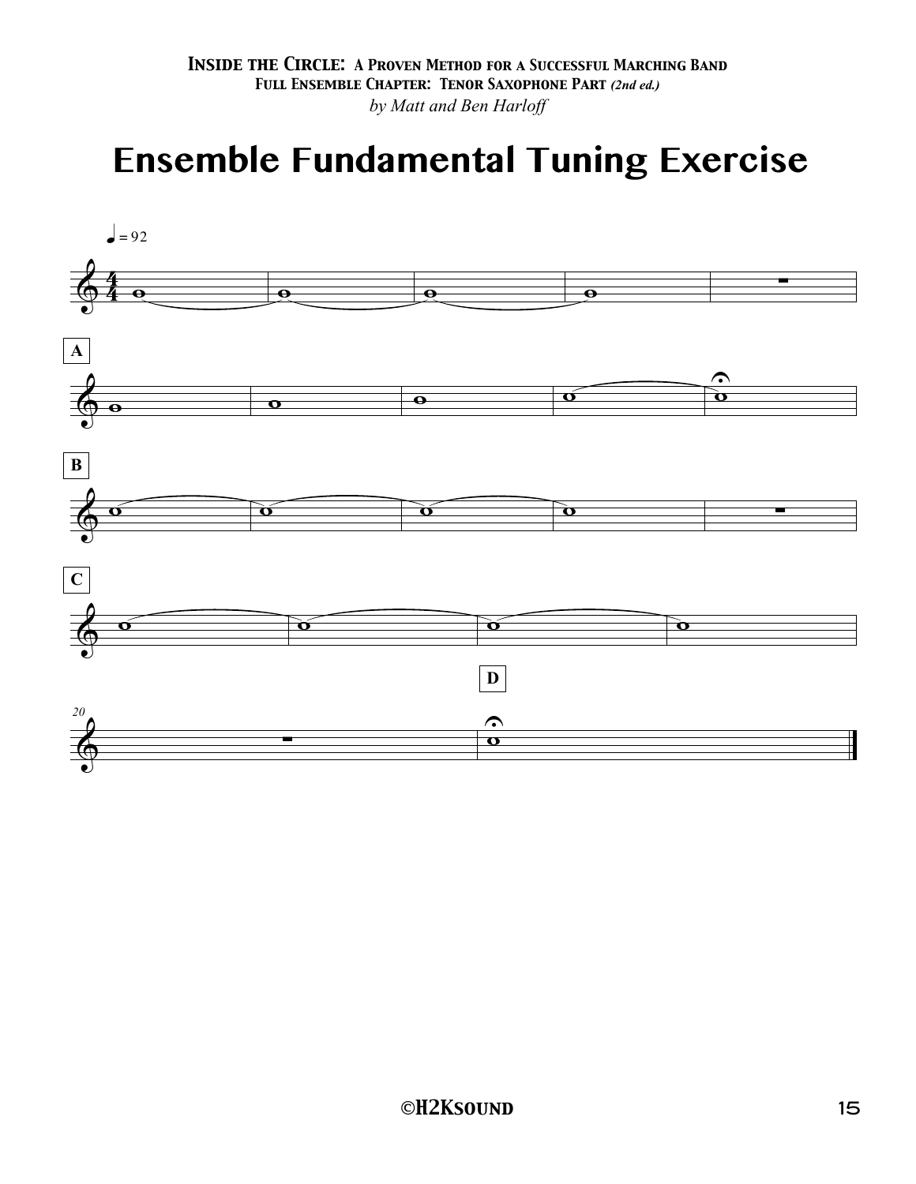*Inside the Circle: A Proven Method for a Successful Marching Band*
*Full Ensemble Chapter: Tenor Saxophone Part (2nd ed.)*
*by Matt and Ben Harloff*

# Ensemble Fundamental Tuning Exercise

♩ = 92

A

B

C

20

D

©H2Ksound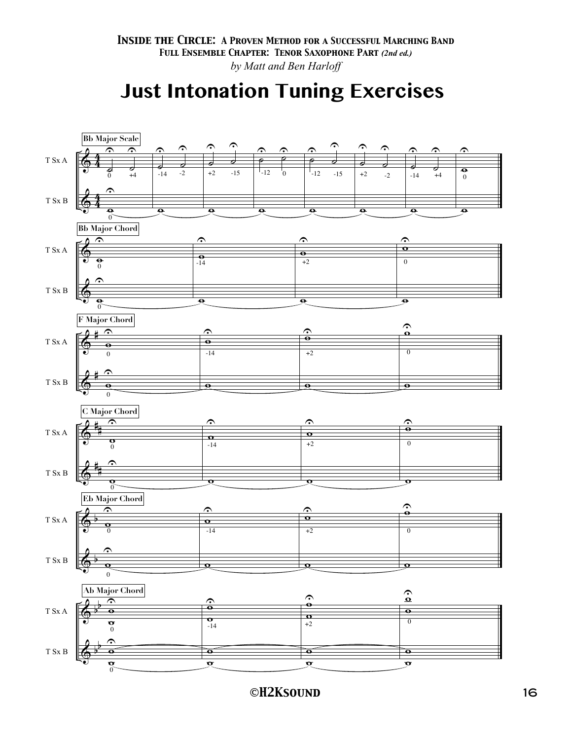**Inside the Circle: A Proven Method for a Successful Marching Band**
**Full Ensemble Chapter: Tenor Saxophone Part** *(2nd ed.)*
*by Matt and Ben Harloff*

# Just Intonation Tuning Exercises

**Bb Major Scale**

T Sx A: 0, +4, -14, -2, +2, -15, -12, 0, -12, -15, +2, -2, -14, +4, 0

T Sx B: 0

**Bb Major Chord**

T Sx A: 0, -14, +2, 0

T Sx B: 0

**F Major Chord**

T Sx A: 0, -14, +2, 0

T Sx B: 0

**C Major Chord**

T Sx A: 0, -14, +2, 0

T Sx B: 0

**Eb Major Chord**

T Sx A: 0, -14, +2, 0

T Sx B: 0

**Ab Major Chord**

T Sx A: 0, -14, +2, 0

T Sx B: 0

©H2Ksound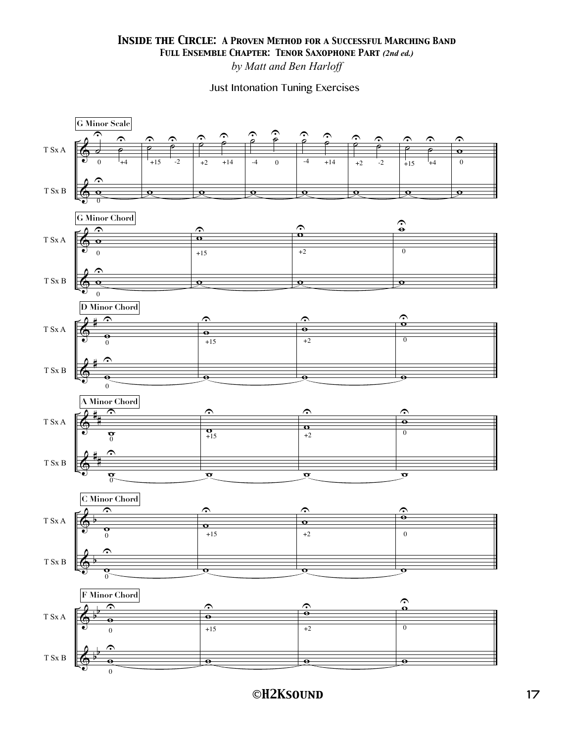# Inside the Circle: A Proven Method for a Successful Marching Band

## Full Ensemble Chapter: Tenor Saxophone Part *(2nd ed.)*

*by Matt and Ben Harloff*

Just Intonation Tuning Exercises

G Minor Scale

T Sx A: 0, +4, +15, -2, +2, +14, -4, 0, -4, +14, +2, -2, +15, +4, 0

T Sx B: 0

G Minor Chord

T Sx A: 0, +15, +2, 0

T Sx B: 0

D Minor Chord

T Sx A: 0, +15, +2, 0

T Sx B: 0

A Minor Chord

T Sx A: 0, +15, +2, 0

T Sx B: 0

C Minor Chord

T Sx A: 0, +15, +2, 0

T Sx B: 0

F Minor Chord

T Sx A: 0, +15, +2, 0

T Sx B: 0

©H2Ksound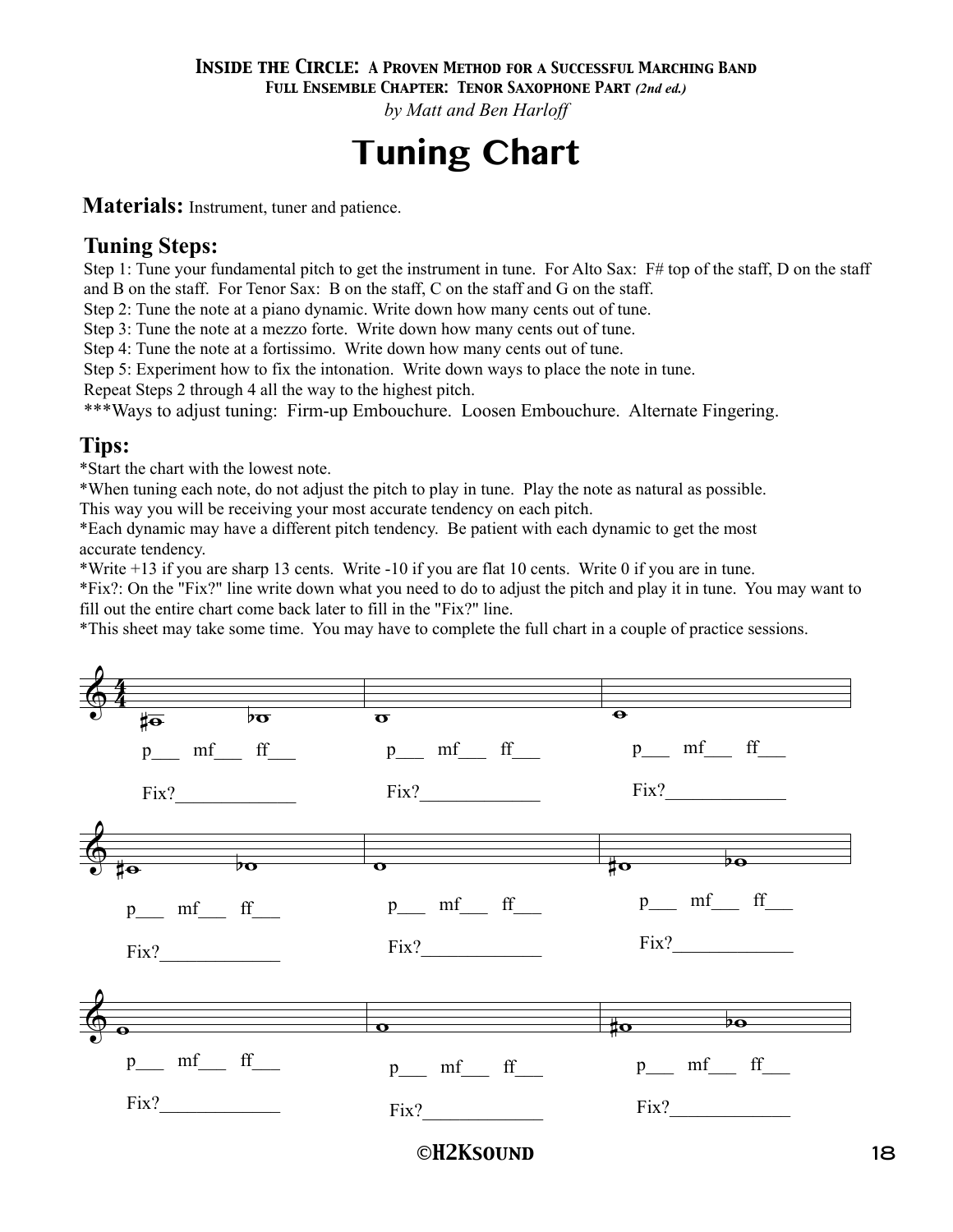**Inside the Circle: A Proven Method for a Successful Marching Band**
**Full Ensemble Chapter: Tenor Saxophone Part** *(2nd ed.)*
*by Matt and Ben Harloff*

# Tuning Chart

**Materials:** Instrument, tuner and patience.

## Tuning Steps:

Step 1: Tune your fundamental pitch to get the instrument in tune. For Alto Sax: F# top of the staff, D on the staff and B on the staff. For Tenor Sax: B on the staff, C on the staff and G on the staff.
Step 2: Tune the note at a piano dynamic. Write down how many cents out of tune.
Step 3: Tune the note at a mezzo forte. Write down how many cents out of tune.
Step 4: Tune the note at a fortissimo. Write down how many cents out of tune.
Step 5: Experiment how to fix the intonation. Write down ways to place the note in tune.
Repeat Steps 2 through 4 all the way to the highest pitch.
***Ways to adjust tuning: Firm-up Embouchure. Loosen Embouchure. Alternate Fingering.

## Tips:

*Start the chart with the lowest note.
*When tuning each note, do not adjust the pitch to play in tune. Play the note as natural as possible. This way you will be receiving your most accurate tendency on each pitch.
*Each dynamic may have a different pitch tendency. Be patient with each dynamic to get the most accurate tendency.
*Write +13 if you are sharp 13 cents. Write -10 if you are flat 10 cents. Write 0 if you are in tune.
*Fix?: On the "Fix?" line write down what you need to do to adjust the pitch and play it in tune. You may want to fill out the entire chart come back later to fill in the "Fix?" line.
*This sheet may take some time. You may have to complete the full chart in a couple of practice sessions.

p___ mf___ ff___

Fix?_____________

p___ mf___ ff___

Fix?_____________

p___ mf___ ff___

Fix?_____________

p___ mf___ ff___

Fix?_____________

p___ mf___ ff___

Fix?_____________

p___ mf___ ff___

Fix?_____________

p___ mf___ ff___

Fix?_____________

p___ mf___ ff___

Fix?_____________

p___ mf___ ff___

Fix?_____________

©H2Ksound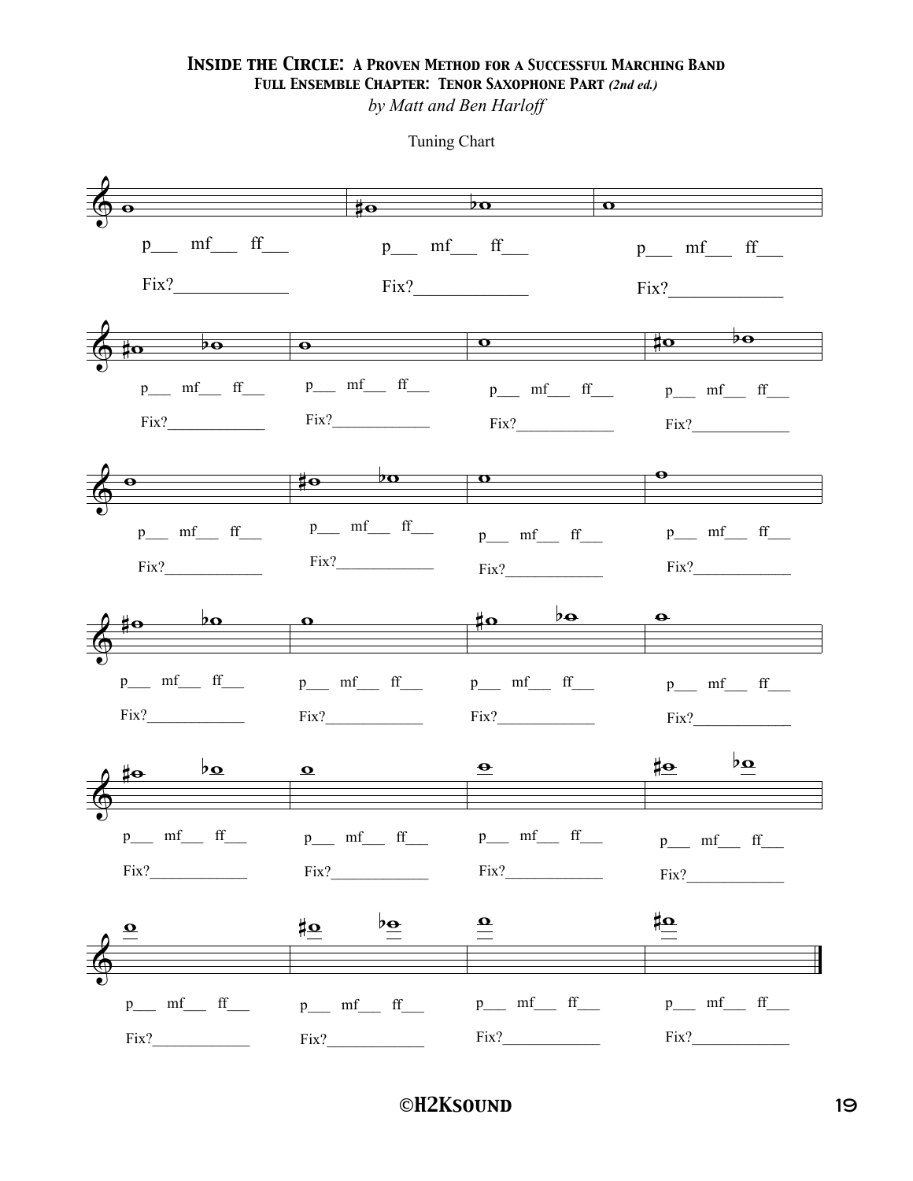# *Inside the Circle: A Proven Method for a Successful Marching Band*

## Full Ensemble Chapter: Tenor Saxophone Part *(2nd ed.)*

*by Matt and Ben Harloff*

Tuning Chart

p___ mf___ ff___

Fix?_____________

p___ mf___ ff___

Fix?_____________

p___ mf___ ff___

Fix?_____________

p___ mf___ ff___

Fix?_____________

p___ mf___ ff___

Fix?_____________

p___ mf___ ff___

Fix?_____________

p___ mf___ ff___

Fix?_____________

p___ mf___ ff___

Fix?_____________

p___ mf___ ff___

Fix?_____________

p___ mf___ ff___

Fix?_____________

p___ mf___ ff___

Fix?_____________

p___ mf___ ff___

Fix?_____________

p___ mf___ ff___

Fix?_____________

p___ mf___ ff___

Fix?_____________

p___ mf___ ff___

Fix?_____________

p___ mf___ ff___

Fix?_____________

p___ mf___ ff___

Fix?_____________

p___ mf___ ff___

Fix?_____________

p___ mf___ ff___

Fix?_____________

p___ mf___ ff___

Fix?_____________

p___ mf___ ff___

Fix?_____________

p___ mf___ ff___

Fix?_____________

p___ mf___ ff___

Fix?_____________

©H2Ksound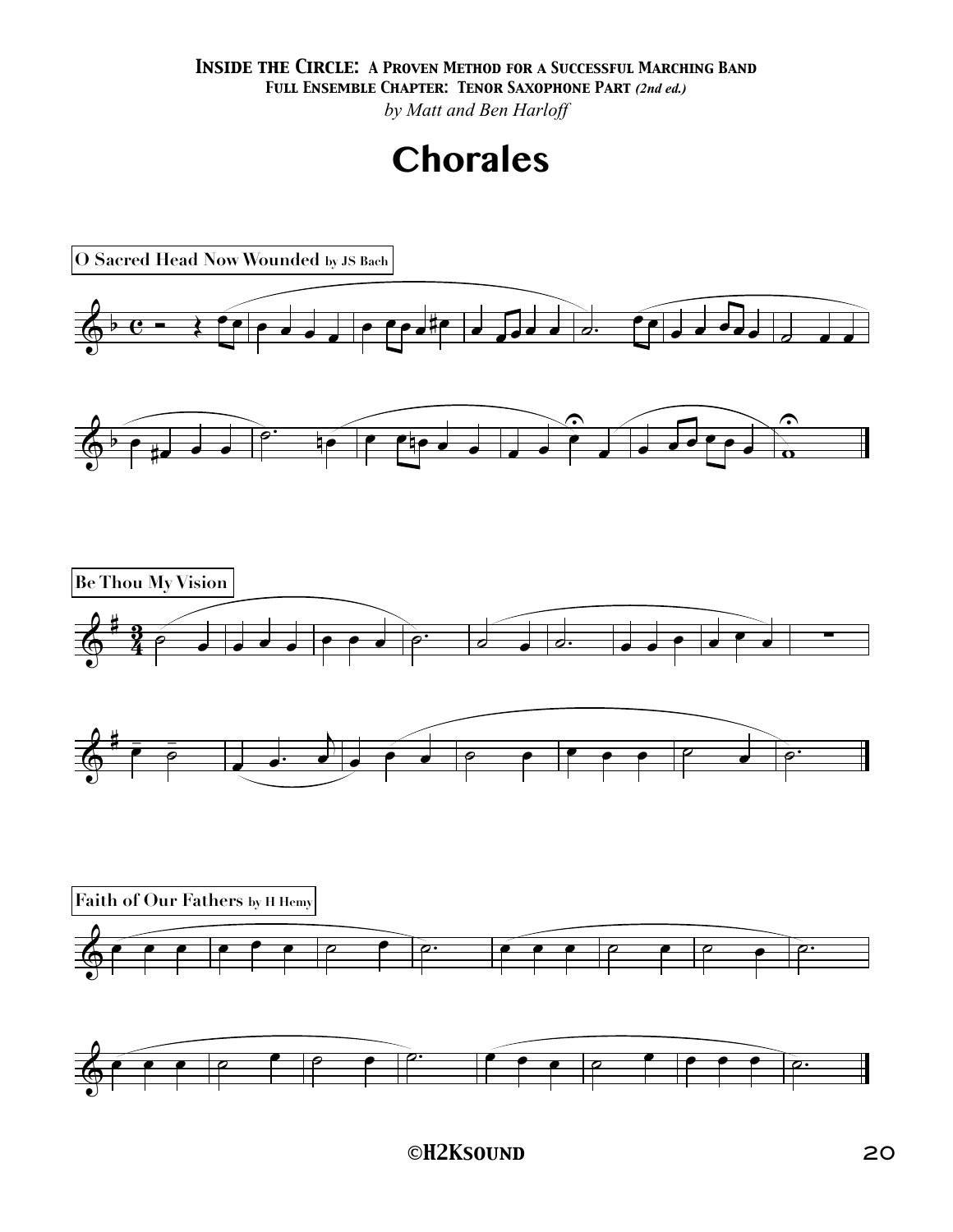*Inside the Circle: A Proven Method for a Successful Marching Band*
*Full Ensemble Chapter: Tenor Saxophone Part (2nd ed.)*
*by Matt and Ben Harloff*

# Chorales

**O Sacred Head Now Wounded** by JS Bach

**Be Thou My Vision**

**Faith of Our Fathers** by H Hemy

©H2Ksound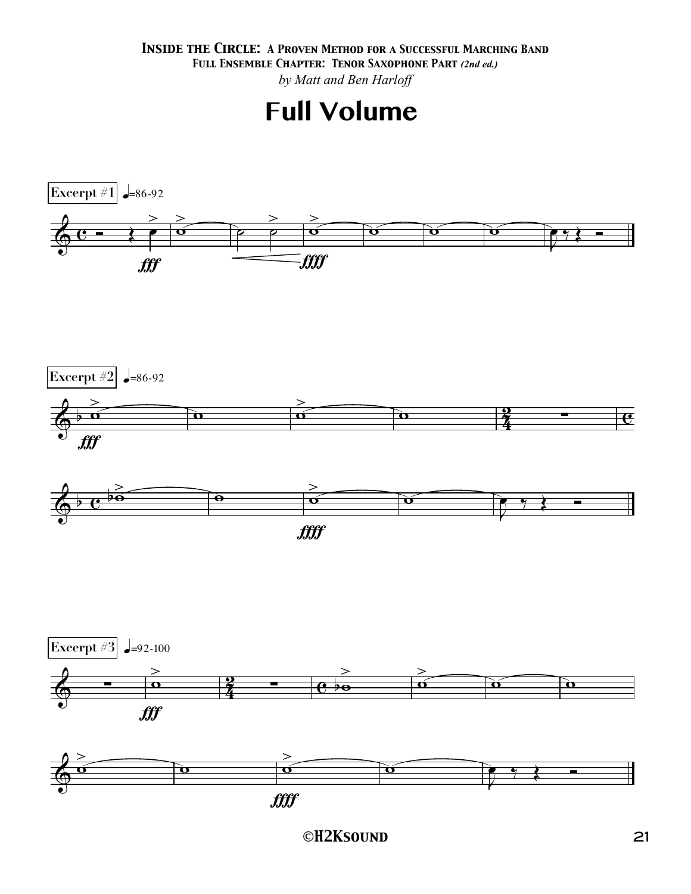***Inside the Circle:* A Proven Method for a Successful Marching Band**
**Full Ensemble Chapter: Tenor Saxophone Part** ***(2nd ed.)***
*by Matt and Ben Harloff*

# Full Volume

Excerpt #1 ♩=86-92

*fff* *ffff*

Excerpt #2 ♩=86-92

*fff* *ffff*

Excerpt #3 ♩=92-100

*fff* *ffff*

©H2Ksound